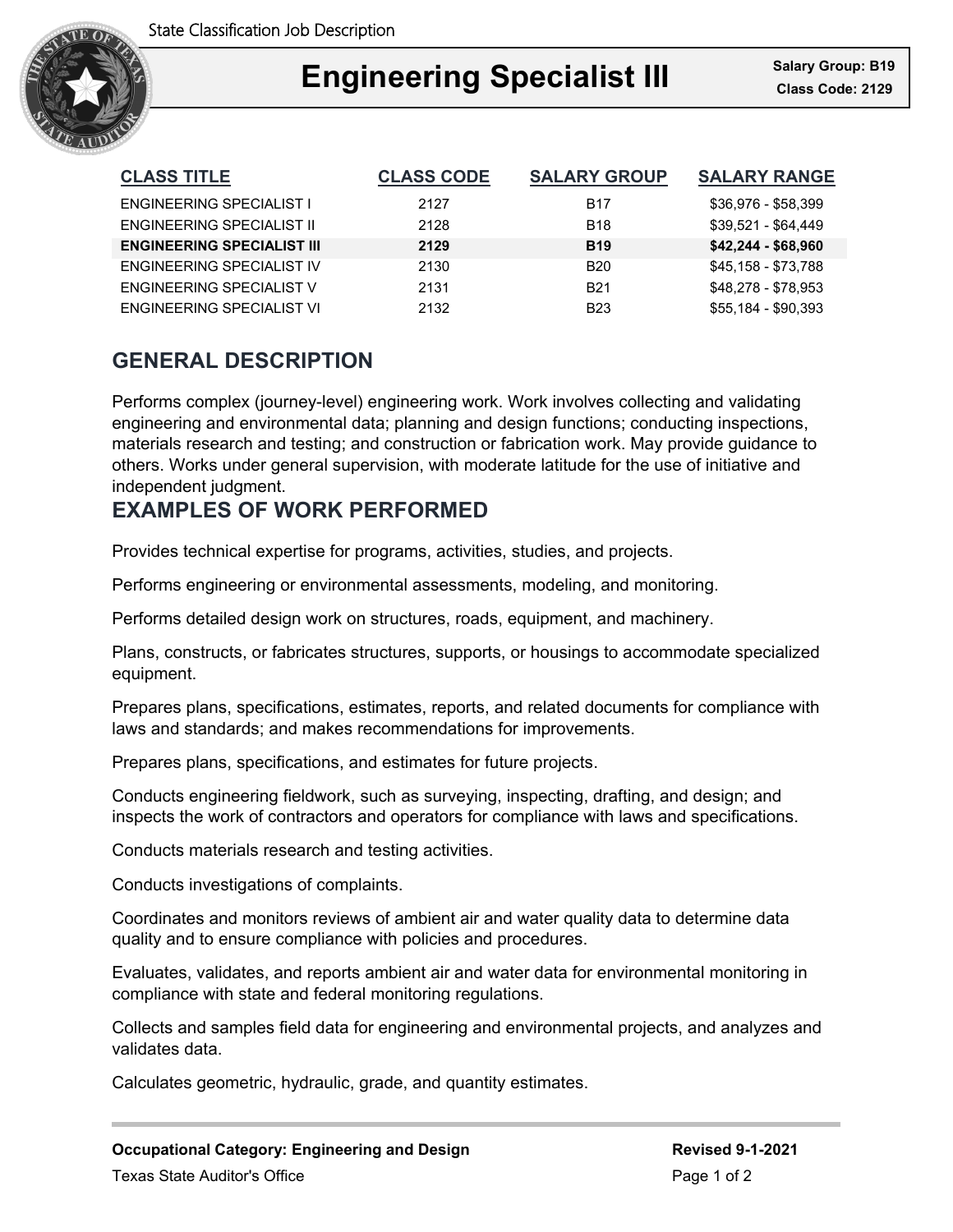State Classification Job Description

# Engineering Specialist III

**Salary Group: B19**
**Class Code: 2129**

| CLASS TITLE | CLASS CODE | SALARY GROUP | SALARY RANGE |
|---|---|---|---|
| ENGINEERING SPECIALIST I | 2127 | B17 | $36,976 - $58,399 |
| ENGINEERING SPECIALIST II | 2128 | B18 | $39,521 - $64,449 |
| **ENGINEERING SPECIALIST III** | **2129** | **B19** | **$42,244 - $68,960** |
| ENGINEERING SPECIALIST IV | 2130 | B20 | $45,158 - $73,788 |
| ENGINEERING SPECIALIST V | 2131 | B21 | $48,278 - $78,953 |
| ENGINEERING SPECIALIST VI | 2132 | B23 | $55,184 - $90,393 |

## GENERAL DESCRIPTION

Performs complex (journey-level) engineering work. Work involves collecting and validating engineering and environmental data; planning and design functions; conducting inspections, materials research and testing; and construction or fabrication work. May provide guidance to others. Works under general supervision, with moderate latitude for the use of initiative and independent judgment.

## EXAMPLES OF WORK PERFORMED

Provides technical expertise for programs, activities, studies, and projects.

Performs engineering or environmental assessments, modeling, and monitoring.

Performs detailed design work on structures, roads, equipment, and machinery.

Plans, constructs, or fabricates structures, supports, or housings to accommodate specialized equipment.

Prepares plans, specifications, estimates, reports, and related documents for compliance with laws and standards; and makes recommendations for improvements.

Prepares plans, specifications, and estimates for future projects.

Conducts engineering fieldwork, such as surveying, inspecting, drafting, and design; and inspects the work of contractors and operators for compliance with laws and specifications.

Conducts materials research and testing activities.

Conducts investigations of complaints.

Coordinates and monitors reviews of ambient air and water quality data to determine data quality and to ensure compliance with policies and procedures.

Evaluates, validates, and reports ambient air and water data for environmental monitoring in compliance with state and federal monitoring regulations.

Collects and samples field data for engineering and environmental projects, and analyzes and validates data.

Calculates geometric, hydraulic, grade, and quantity estimates.

**Occupational Category: Engineering and Design**
**Revised 9-1-2021**
Texas State Auditor's Office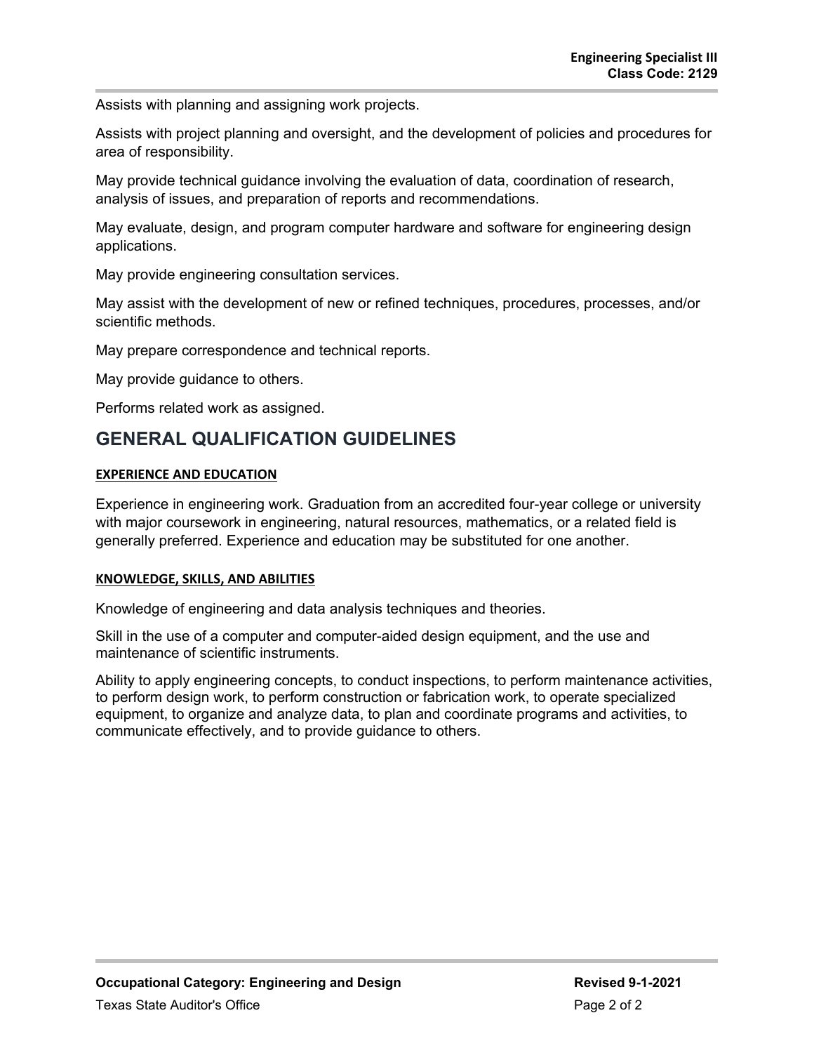Assists with planning and assigning work projects.

Assists with project planning and oversight, and the development of policies and procedures for area of responsibility.

May provide technical guidance involving the evaluation of data, coordination of research, analysis of issues, and preparation of reports and recommendations.

May evaluate, design, and program computer hardware and software for engineering design applications.

May provide engineering consultation services.

May assist with the development of new or refined techniques, procedures, processes, and/or scientific methods.

May prepare correspondence and technical reports.

May provide guidance to others.

Performs related work as assigned.

## GENERAL QUALIFICATION GUIDELINES

### EXPERIENCE AND EDUCATION

Experience in engineering work. Graduation from an accredited four-year college or university with major coursework in engineering, natural resources, mathematics, or a related field is generally preferred. Experience and education may be substituted for one another.

### KNOWLEDGE, SKILLS, AND ABILITIES

Knowledge of engineering and data analysis techniques and theories.

Skill in the use of a computer and computer-aided design equipment, and the use and maintenance of scientific instruments.

Ability to apply engineering concepts, to conduct inspections, to perform maintenance activities, to perform design work, to perform construction or fabrication work, to operate specialized equipment, to organize and analyze data, to plan and coordinate programs and activities, to communicate effectively, and to provide guidance to others.